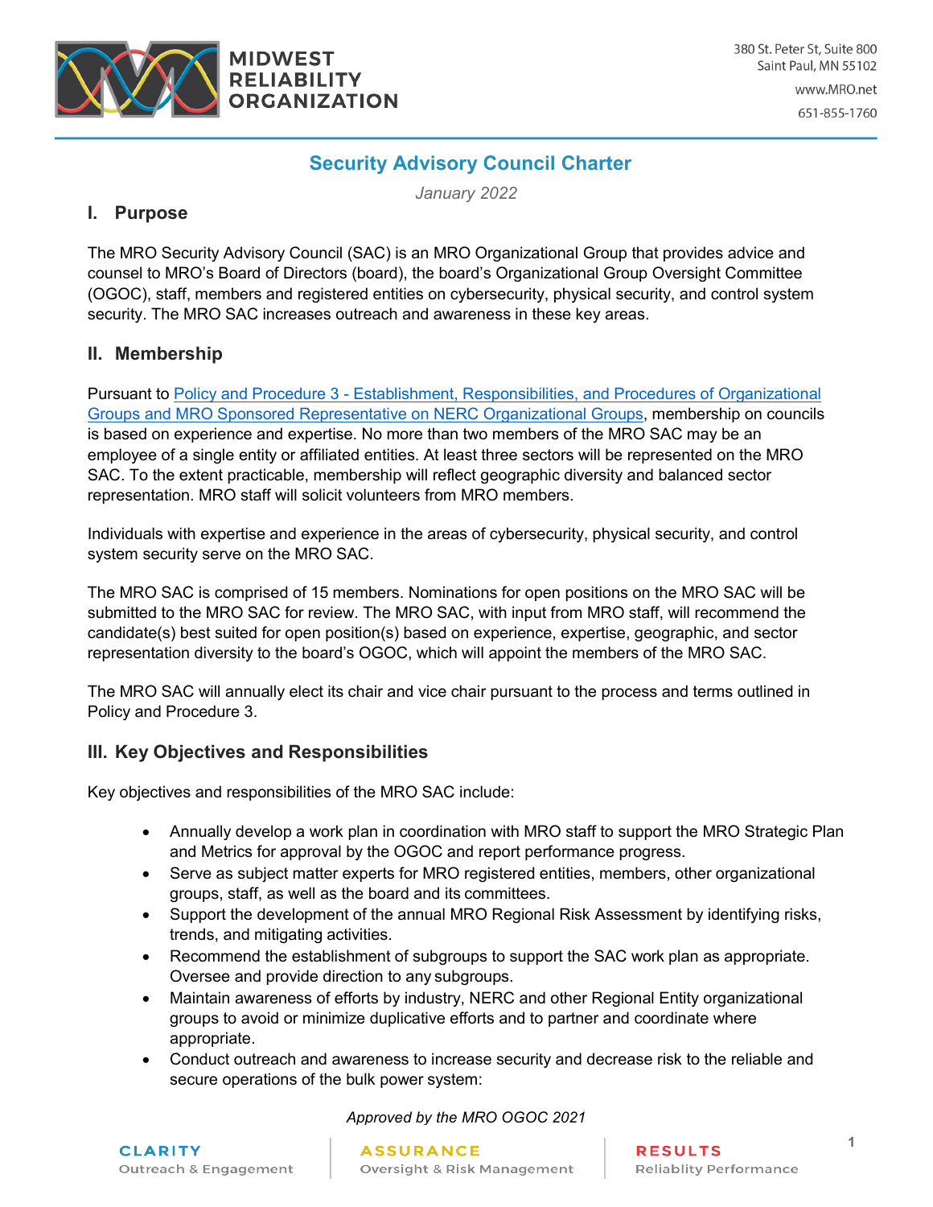# Security Advisory Council Charter

*January 2022*

## I. Purpose

The MRO Security Advisory Council (SAC) is an MRO Organizational Group that provides advice and counsel to MRO's Board of Directors (board), the board's Organizational Group Oversight Committee (OGOC), staff, members and registered entities on cybersecurity, physical security, and control system security. The MRO SAC increases outreach and awareness in these key areas.

## II. Membership

Pursuant to [Policy and Procedure 3 - Establishment, Responsibilities, and Procedures of Organizational Groups and MRO Sponsored Representative on NERC Organizational Groups](), membership on councils is based on experience and expertise. No more than two members of the MRO SAC may be an employee of a single entity or affiliated entities. At least three sectors will be represented on the MRO SAC. To the extent practicable, membership will reflect geographic diversity and balanced sector representation. MRO staff will solicit volunteers from MRO members.

Individuals with expertise and experience in the areas of cybersecurity, physical security, and control system security serve on the MRO SAC.

The MRO SAC is comprised of 15 members. Nominations for open positions on the MRO SAC will be submitted to the MRO SAC for review. The MRO SAC, with input from MRO staff, will recommend the candidate(s) best suited for open position(s) based on experience, expertise, geographic, and sector representation diversity to the board's OGOC, which will appoint the members of the MRO SAC.

The MRO SAC will annually elect its chair and vice chair pursuant to the process and terms outlined in Policy and Procedure 3.

## III. Key Objectives and Responsibilities

Key objectives and responsibilities of the MRO SAC include:

- Annually develop a work plan in coordination with MRO staff to support the MRO Strategic Plan and Metrics for approval by the OGOC and report performance progress.
- Serve as subject matter experts for MRO registered entities, members, other organizational groups, staff, as well as the board and its committees.
- Support the development of the annual MRO Regional Risk Assessment by identifying risks, trends, and mitigating activities.
- Recommend the establishment of subgroups to support the SAC work plan as appropriate. Oversee and provide direction to any subgroups.
- Maintain awareness of efforts by industry, NERC and other Regional Entity organizational groups to avoid or minimize duplicative efforts and to partner and coordinate where appropriate.
- Conduct outreach and awareness to increase security and decrease risk to the reliable and secure operations of the bulk power system:

*Approved by the MRO OGOC 2021*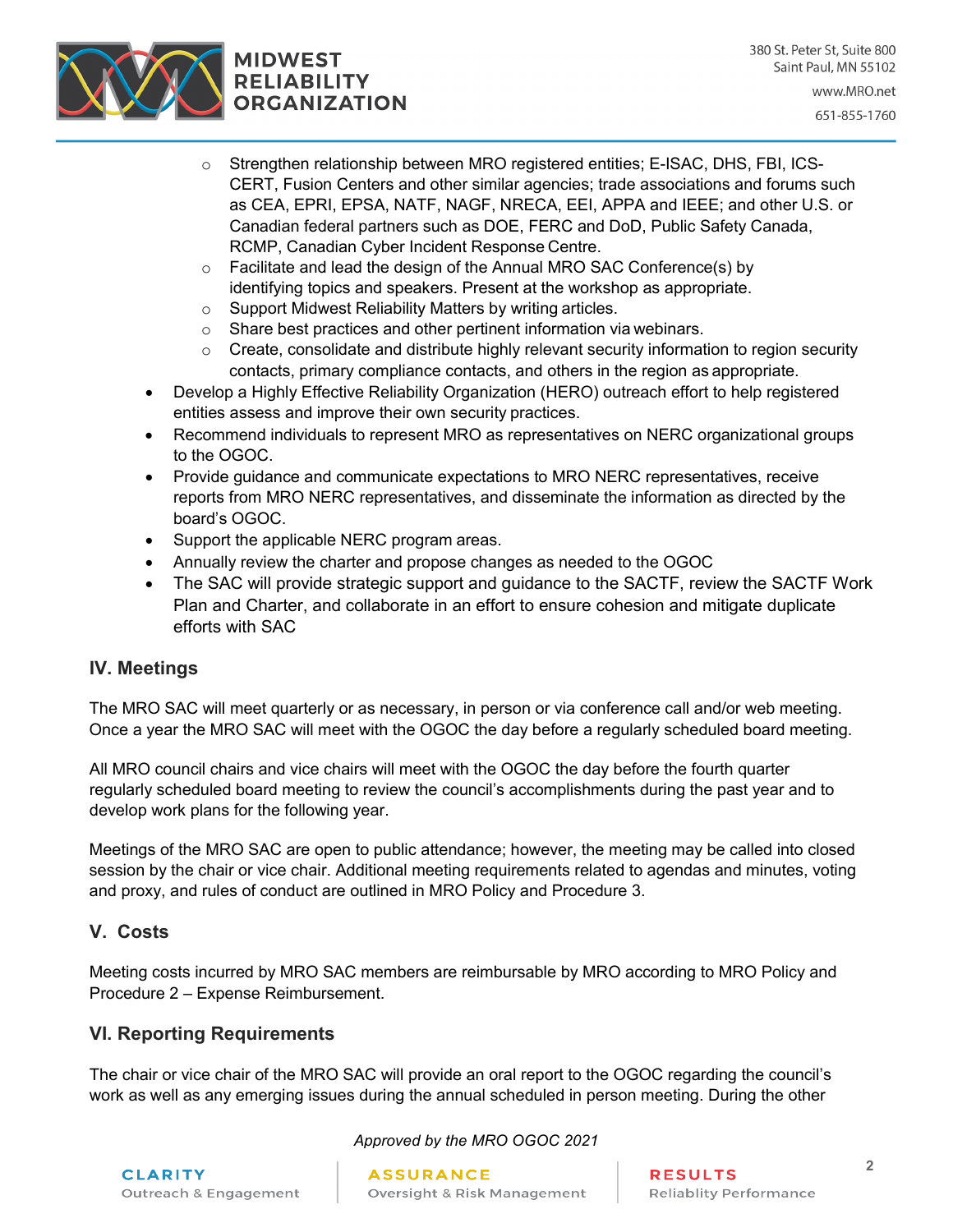- Strengthen relationship between MRO registered entities; E-ISAC, DHS, FBI, ICS-CERT, Fusion Centers and other similar agencies; trade associations and forums such as CEA, EPRI, EPSA, NATF, NAGF, NRECA, EEI, APPA and IEEE; and other U.S. or Canadian federal partners such as DOE, FERC and DoD, Public Safety Canada, RCMP, Canadian Cyber Incident Response Centre.
  - Facilitate and lead the design of the Annual MRO SAC Conference(s) by identifying topics and speakers. Present at the workshop as appropriate.
  - Support Midwest Reliability Matters by writing articles.
  - Share best practices and other pertinent information via webinars.
  - Create, consolidate and distribute highly relevant security information to region security contacts, primary compliance contacts, and others in the region as appropriate.
- Develop a Highly Effective Reliability Organization (HERO) outreach effort to help registered entities assess and improve their own security practices.
- Recommend individuals to represent MRO as representatives on NERC organizational groups to the OGOC.
- Provide guidance and communicate expectations to MRO NERC representatives, receive reports from MRO NERC representatives, and disseminate the information as directed by the board's OGOC.
- Support the applicable NERC program areas.
- Annually review the charter and propose changes as needed to the OGOC
- The SAC will provide strategic support and guidance to the SACTF, review the SACTF Work Plan and Charter, and collaborate in an effort to ensure cohesion and mitigate duplicate efforts with SAC

## IV. Meetings

The MRO SAC will meet quarterly or as necessary, in person or via conference call and/or web meeting. Once a year the MRO SAC will meet with the OGOC the day before a regularly scheduled board meeting.

All MRO council chairs and vice chairs will meet with the OGOC the day before the fourth quarter regularly scheduled board meeting to review the council's accomplishments during the past year and to develop work plans for the following year.

Meetings of the MRO SAC are open to public attendance; however, the meeting may be called into closed session by the chair or vice chair. Additional meeting requirements related to agendas and minutes, voting and proxy, and rules of conduct are outlined in MRO Policy and Procedure 3.

## V. Costs

Meeting costs incurred by MRO SAC members are reimbursable by MRO according to MRO Policy and Procedure 2 – Expense Reimbursement.

## VI. Reporting Requirements

The chair or vice chair of the MRO SAC will provide an oral report to the OGOC regarding the council's work as well as any emerging issues during the annual scheduled in person meeting. During the other

*Approved by the MRO OGOC 2021*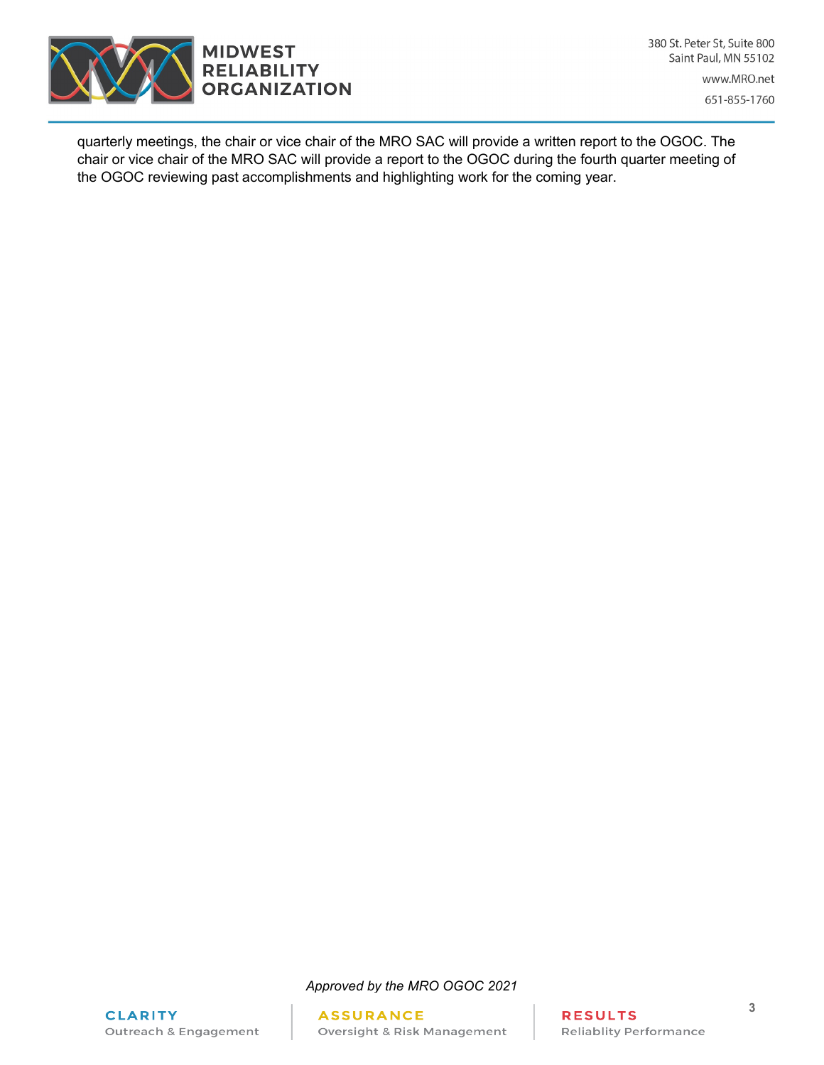quarterly meetings, the chair or vice chair of the MRO SAC will provide a written report to the OGOC. The chair or vice chair of the MRO SAC will provide a report to the OGOC during the fourth quarter meeting of the OGOC reviewing past accomplishments and highlighting work for the coming year.

*Approved by the MRO OGOC 2021*